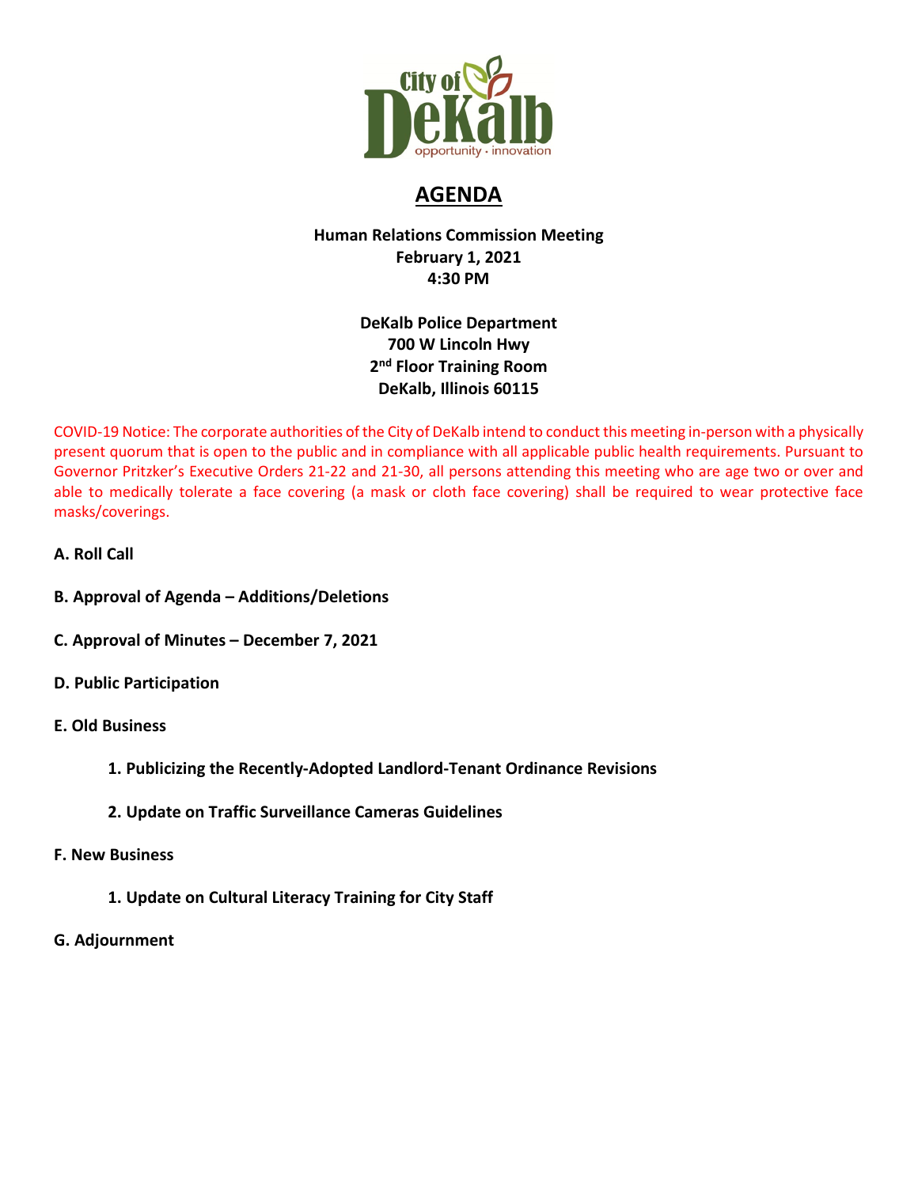City of DeKalb
opportunity · innovation

# AGENDA

**Human Relations Commission Meeting**
**February 1, 2021**
**4:30 PM**

**DeKalb Police Department**
**700 W Lincoln Hwy**
**2nd Floor Training Room**
**DeKalb, Illinois 60115**

COVID-19 Notice: The corporate authorities of the City of DeKalb intend to conduct this meeting in-person with a physically present quorum that is open to the public and in compliance with all applicable public health requirements. Pursuant to Governor Pritzker's Executive Orders 21-22 and 21-30, all persons attending this meeting who are age two or over and able to medically tolerate a face covering (a mask or cloth face covering) shall be required to wear protective face masks/coverings.

**A. Roll Call**

**B. Approval of Agenda – Additions/Deletions**

**C. Approval of Minutes – December 7, 2021**

**D. Public Participation**

**E. Old Business**

**1. Publicizing the Recently-Adopted Landlord-Tenant Ordinance Revisions**

**2. Update on Traffic Surveillance Cameras Guidelines**

**F. New Business**

**1. Update on Cultural Literacy Training for City Staff**

**G. Adjournment**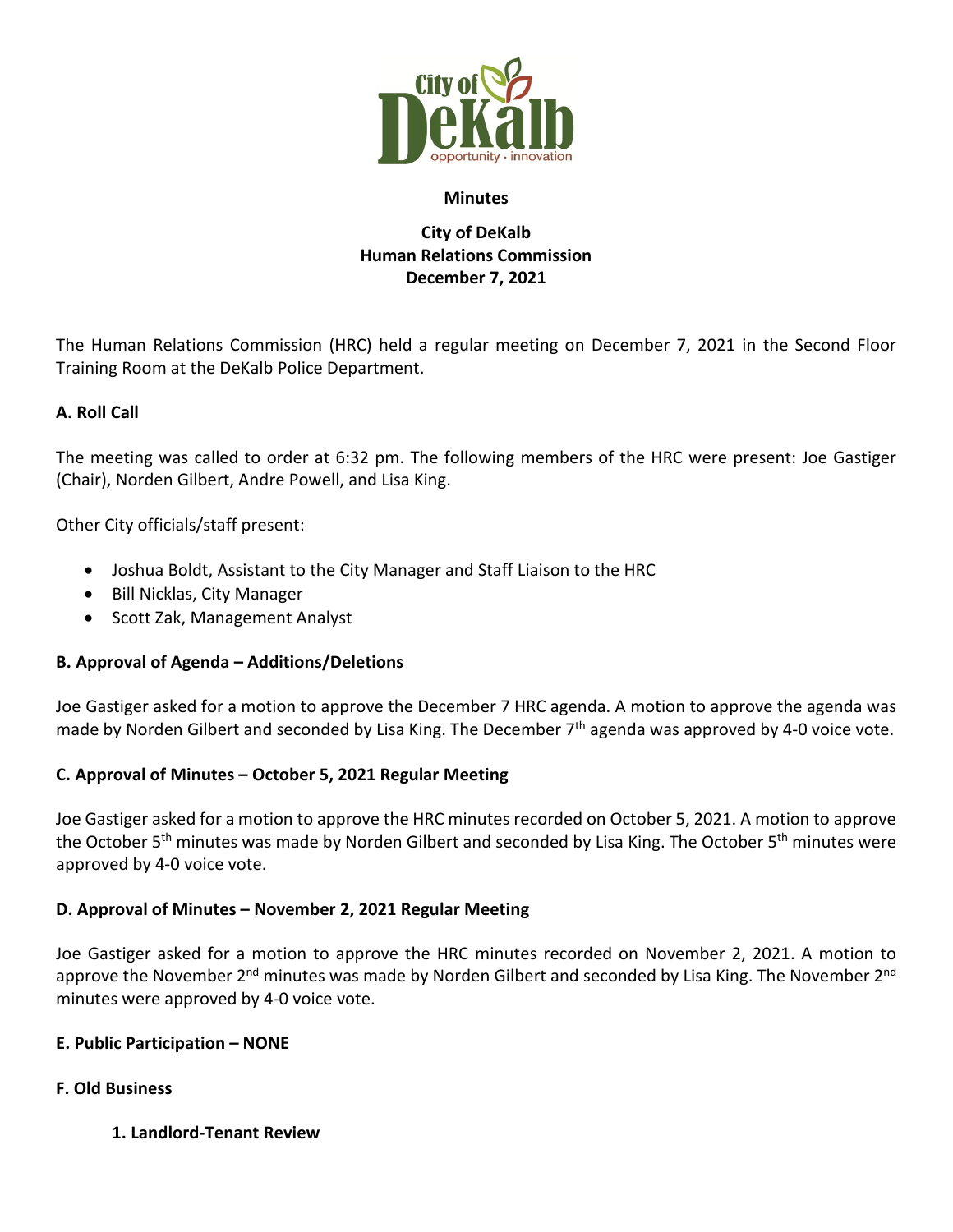**Minutes**

**City of DeKalb**
**Human Relations Commission**
**December 7, 2021**

The Human Relations Commission (HRC) held a regular meeting on December 7, 2021 in the Second Floor Training Room at the DeKalb Police Department.

**A. Roll Call**

The meeting was called to order at 6:32 pm. The following members of the HRC were present: Joe Gastiger (Chair), Norden Gilbert, Andre Powell, and Lisa King.

Other City officials/staff present:

- Joshua Boldt, Assistant to the City Manager and Staff Liaison to the HRC
- Bill Nicklas, City Manager
- Scott Zak, Management Analyst

**B. Approval of Agenda – Additions/Deletions**

Joe Gastiger asked for a motion to approve the December 7 HRC agenda. A motion to approve the agenda was made by Norden Gilbert and seconded by Lisa King. The December 7th agenda was approved by 4-0 voice vote.

**C. Approval of Minutes – October 5, 2021 Regular Meeting**

Joe Gastiger asked for a motion to approve the HRC minutes recorded on October 5, 2021. A motion to approve the October 5th minutes was made by Norden Gilbert and seconded by Lisa King. The October 5th minutes were approved by 4-0 voice vote.

**D. Approval of Minutes – November 2, 2021 Regular Meeting**

Joe Gastiger asked for a motion to approve the HRC minutes recorded on November 2, 2021. A motion to approve the November 2nd minutes was made by Norden Gilbert and seconded by Lisa King. The November 2nd minutes were approved by 4-0 voice vote.

**E. Public Participation – NONE**

**F. Old Business**

**1. Landlord-Tenant Review**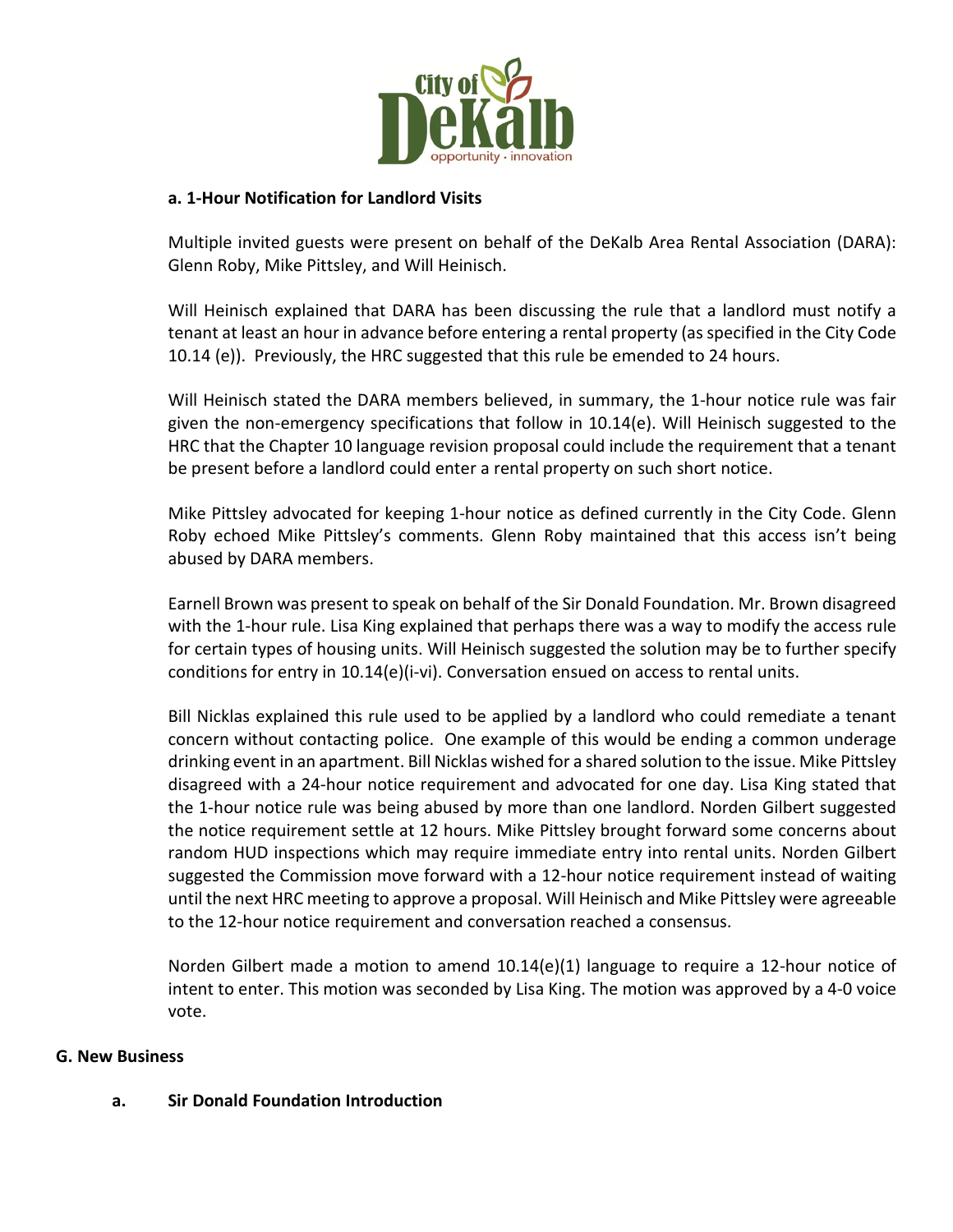**a. 1-Hour Notification for Landlord Visits**

Multiple invited guests were present on behalf of the DeKalb Area Rental Association (DARA): Glenn Roby, Mike Pittsley, and Will Heinisch.

Will Heinisch explained that DARA has been discussing the rule that a landlord must notify a tenant at least an hour in advance before entering a rental property (as specified in the City Code 10.14 (e)). Previously, the HRC suggested that this rule be emended to 24 hours.

Will Heinisch stated the DARA members believed, in summary, the 1-hour notice rule was fair given the non-emergency specifications that follow in 10.14(e). Will Heinisch suggested to the HRC that the Chapter 10 language revision proposal could include the requirement that a tenant be present before a landlord could enter a rental property on such short notice.

Mike Pittsley advocated for keeping 1-hour notice as defined currently in the City Code. Glenn Roby echoed Mike Pittsley's comments. Glenn Roby maintained that this access isn't being abused by DARA members.

Earnell Brown was present to speak on behalf of the Sir Donald Foundation. Mr. Brown disagreed with the 1-hour rule. Lisa King explained that perhaps there was a way to modify the access rule for certain types of housing units. Will Heinisch suggested the solution may be to further specify conditions for entry in 10.14(e)(i-vi). Conversation ensued on access to rental units.

Bill Nicklas explained this rule used to be applied by a landlord who could remediate a tenant concern without contacting police. One example of this would be ending a common underage drinking event in an apartment. Bill Nicklas wished for a shared solution to the issue. Mike Pittsley disagreed with a 24-hour notice requirement and advocated for one day. Lisa King stated that the 1-hour notice rule was being abused by more than one landlord. Norden Gilbert suggested the notice requirement settle at 12 hours. Mike Pittsley brought forward some concerns about random HUD inspections which may require immediate entry into rental units. Norden Gilbert suggested the Commission move forward with a 12-hour notice requirement instead of waiting until the next HRC meeting to approve a proposal. Will Heinisch and Mike Pittsley were agreeable to the 12-hour notice requirement and conversation reached a consensus.

Norden Gilbert made a motion to amend 10.14(e)(1) language to require a 12-hour notice of intent to enter. This motion was seconded by Lisa King. The motion was approved by a 4-0 voice vote.

## G. New Business

**a. Sir Donald Foundation Introduction**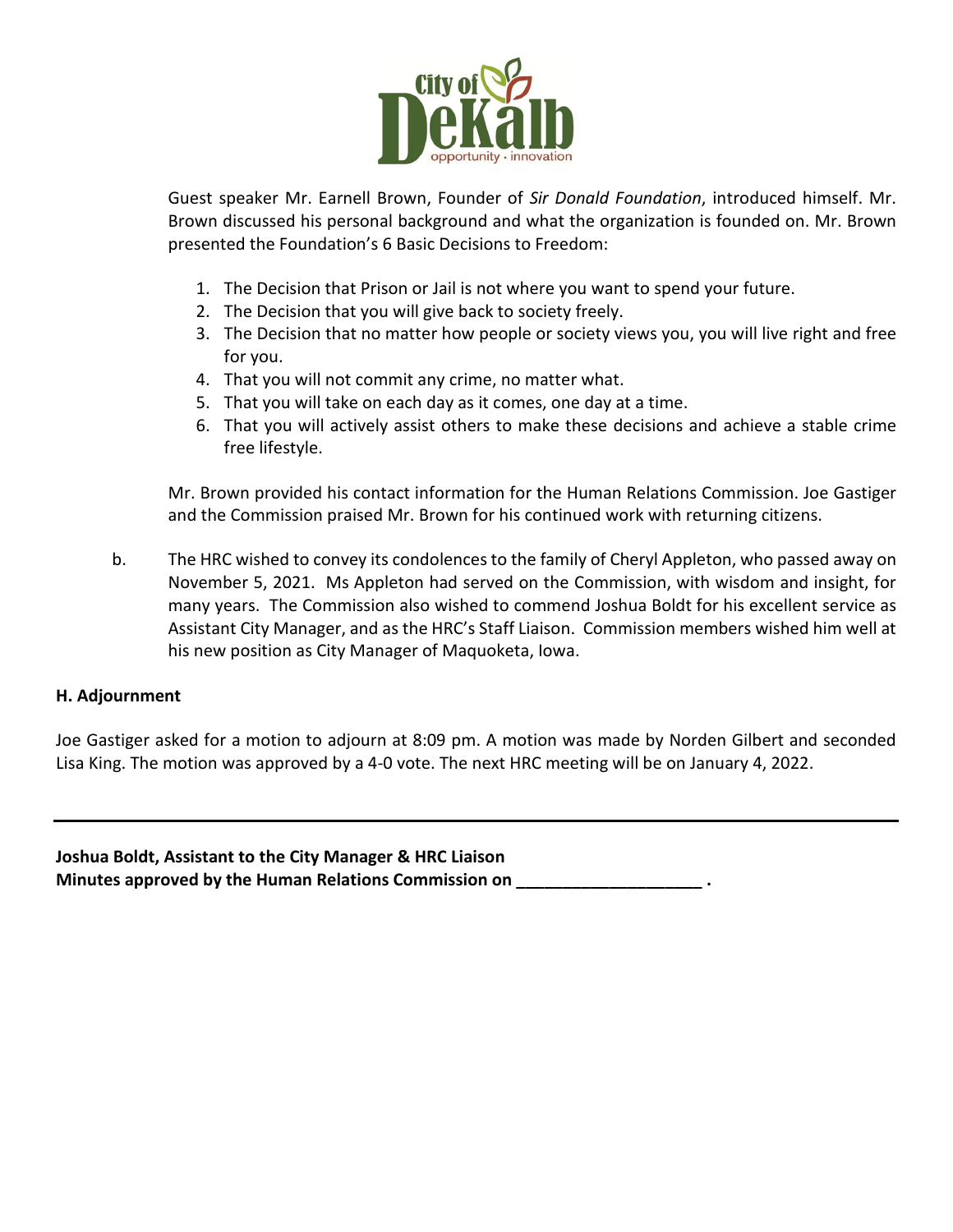Guest speaker Mr. Earnell Brown, Founder of *Sir Donald Foundation*, introduced himself. Mr. Brown discussed his personal background and what the organization is founded on. Mr. Brown presented the Foundation's 6 Basic Decisions to Freedom:

1. The Decision that Prison or Jail is not where you want to spend your future.
2. The Decision that you will give back to society freely.
3. The Decision that no matter how people or society views you, you will live right and free for you.
4. That you will not commit any crime, no matter what.
5. That you will take on each day as it comes, one day at a time.
6. That you will actively assist others to make these decisions and achieve a stable crime free lifestyle.

Mr. Brown provided his contact information for the Human Relations Commission. Joe Gastiger and the Commission praised Mr. Brown for his continued work with returning citizens.

b. The HRC wished to convey its condolences to the family of Cheryl Appleton, who passed away on November 5, 2021. Ms Appleton had served on the Commission, with wisdom and insight, for many years. The Commission also wished to commend Joshua Boldt for his excellent service as Assistant City Manager, and as the HRC's Staff Liaison. Commission members wished him well at his new position as City Manager of Maquoketa, Iowa.

**H. Adjournment**

Joe Gastiger asked for a motion to adjourn at 8:09 pm. A motion was made by Norden Gilbert and seconded Lisa King. The motion was approved by a 4-0 vote. The next HRC meeting will be on January 4, 2022.

---

**Joshua Boldt, Assistant to the City Manager & HRC Liaison**
**Minutes approved by the Human Relations Commission on ___________________ .**